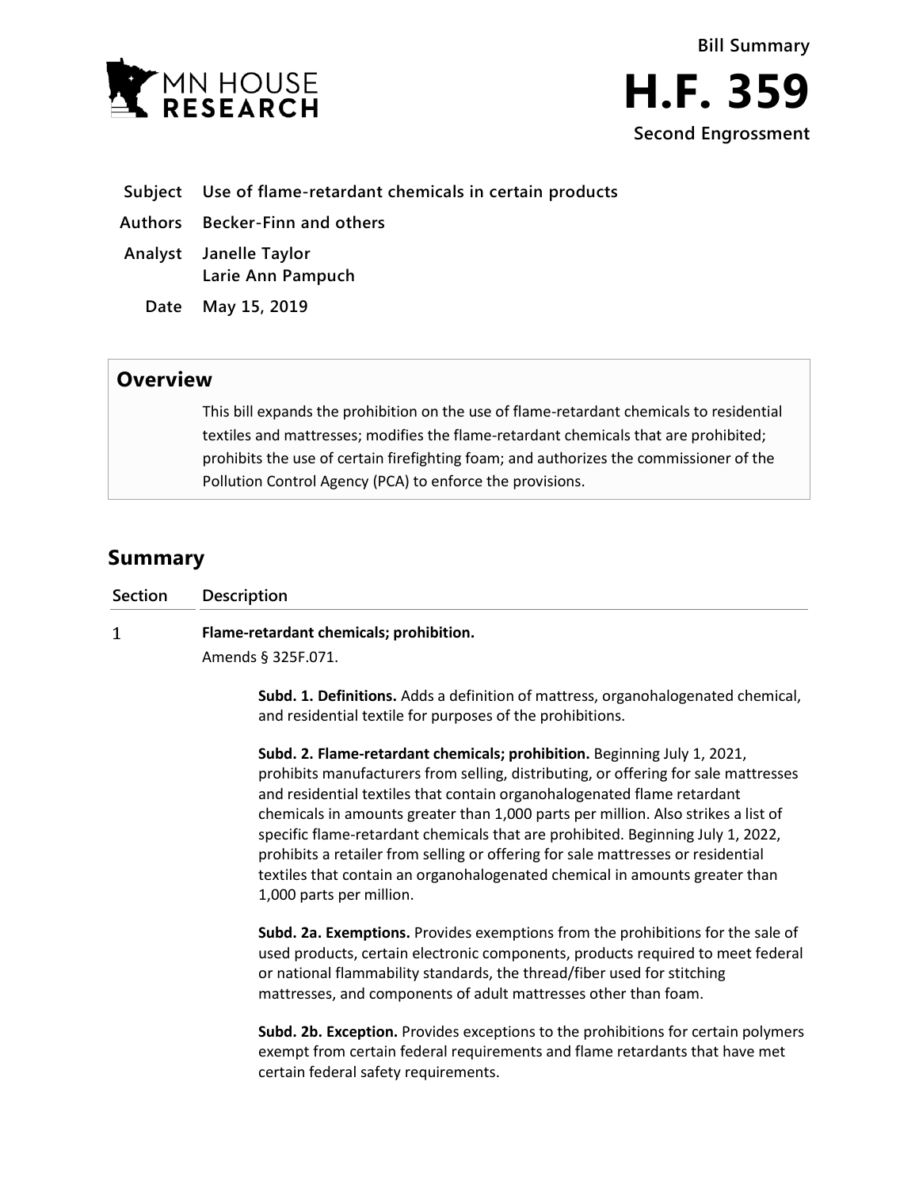Bill Summary

# H.F. 359

**Second Engrossment**

| | |
|---|---|
| **Subject** | **Use of flame-retardant chemicals in certain products** |
| **Authors** | **Becker-Finn and others** |
| **Analyst** | **Janelle Taylor**<br>**Larie Ann Pampuch** |
| **Date** | **May 15, 2019** |

## Overview

This bill expands the prohibition on the use of flame-retardant chemicals to residential textiles and mattresses; modifies the flame-retardant chemicals that are prohibited; prohibits the use of certain firefighting foam; and authorizes the commissioner of the Pollution Control Agency (PCA) to enforce the provisions.

## Summary

| Section | Description |
|---|---|
| 1 | **Flame-retardant chemicals; prohibition.**<br>Amends § 325F.071.<br><br>**Subd. 1. Definitions.** Adds a definition of mattress, organohalogenated chemical, and residential textile for purposes of the prohibitions.<br><br>**Subd. 2. Flame-retardant chemicals; prohibition.** Beginning July 1, 2021, prohibits manufacturers from selling, distributing, or offering for sale mattresses and residential textiles that contain organohalogenated flame retardant chemicals in amounts greater than 1,000 parts per million. Also strikes a list of specific flame-retardant chemicals that are prohibited. Beginning July 1, 2022, prohibits a retailer from selling or offering for sale mattresses or residential textiles that contain an organohalogenated chemical in amounts greater than 1,000 parts per million.<br><br>**Subd. 2a. Exemptions.** Provides exemptions from the prohibitions for the sale of used products, certain electronic components, products required to meet federal or national flammability standards, the thread/fiber used for stitching mattresses, and components of adult mattresses other than foam.<br><br>**Subd. 2b. Exception.** Provides exceptions to the prohibitions for certain polymers exempt from certain federal requirements and flame retardants that have met certain federal safety requirements. |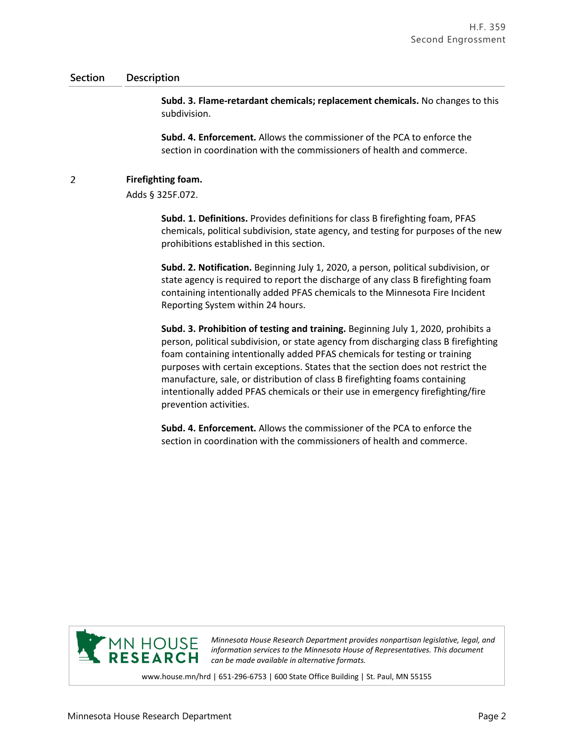| Section | Description |
|---|---|
| | **Subd. 3. Flame-retardant chemicals; replacement chemicals.** No changes to this subdivision. |
| | **Subd. 4. Enforcement.** Allows the commissioner of the PCA to enforce the section in coordination with the commissioners of health and commerce. |
| 2 | **Firefighting foam.** Adds § 325F.072. |
| | **Subd. 1. Definitions.** Provides definitions for class B firefighting foam, PFAS chemicals, political subdivision, state agency, and testing for purposes of the new prohibitions established in this section. |
| | **Subd. 2. Notification.** Beginning July 1, 2020, a person, political subdivision, or state agency is required to report the discharge of any class B firefighting foam containing intentionally added PFAS chemicals to the Minnesota Fire Incident Reporting System within 24 hours. |
| | **Subd. 3. Prohibition of testing and training.** Beginning July 1, 2020, prohibits a person, political subdivision, or state agency from discharging class B firefighting foam containing intentionally added PFAS chemicals for testing or training purposes with certain exceptions. States that the section does not restrict the manufacture, sale, or distribution of class B firefighting foams containing intentionally added PFAS chemicals or their use in emergency firefighting/fire prevention activities. |
| | **Subd. 4. Enforcement.** Allows the commissioner of the PCA to enforce the section in coordination with the commissioners of health and commerce. |

MN HOUSE RESEARCH

*Minnesota House Research Department provides nonpartisan legislative, legal, and information services to the Minnesota House of Representatives. This document can be made available in alternative formats.*

www.house.mn/hrd | 651-296-6753 | 600 State Office Building | St. Paul, MN 55155